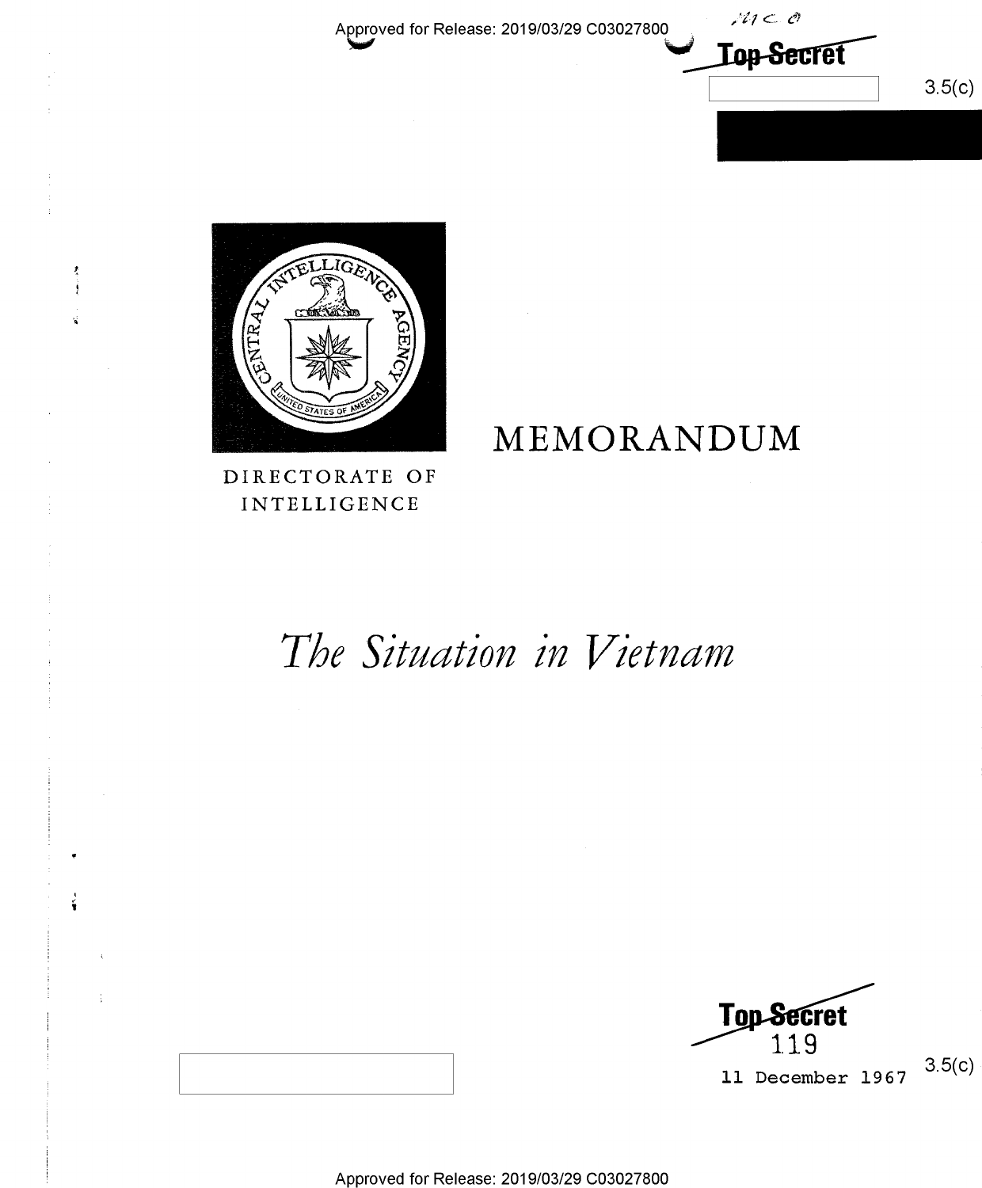Approved for Release: 2019/03/29 C03027800

Top Secret

3.5(c)

DIRECTORATE OF INTELLIGENCE

# MEMORANDUM

# *The Situation in Vietnam*

Top Secret

119

11 December 1967

3.5(c)

Approved for Release: 2019/03/29 C03027800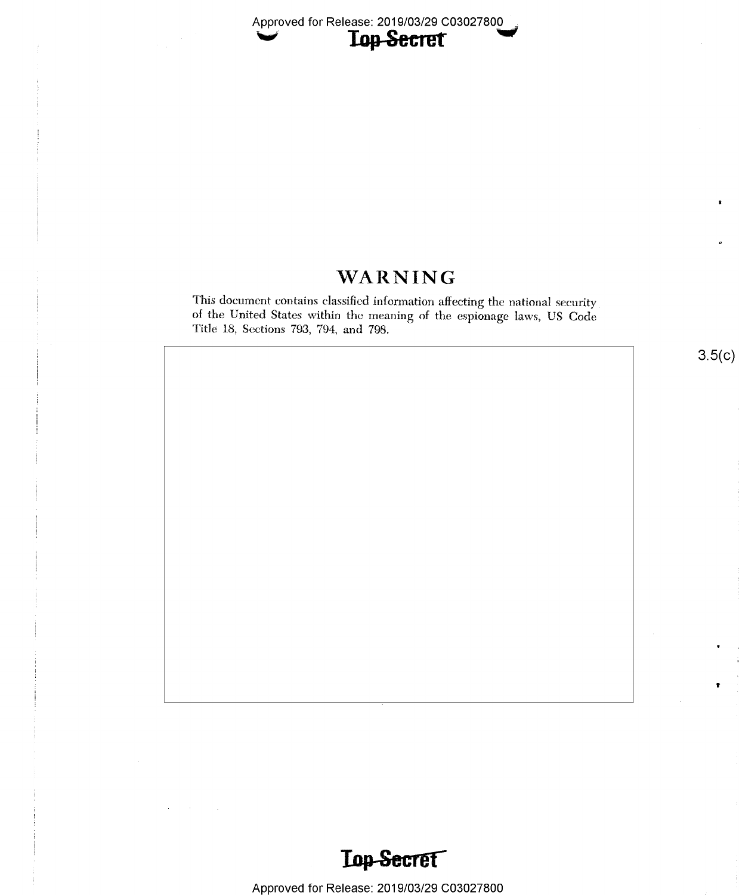# WARNING

This document contains classified information affecting the national security of the United States within the meaning of the espionage laws, US Code Title 18, Sections 793, 794, and 798.

3.5(c)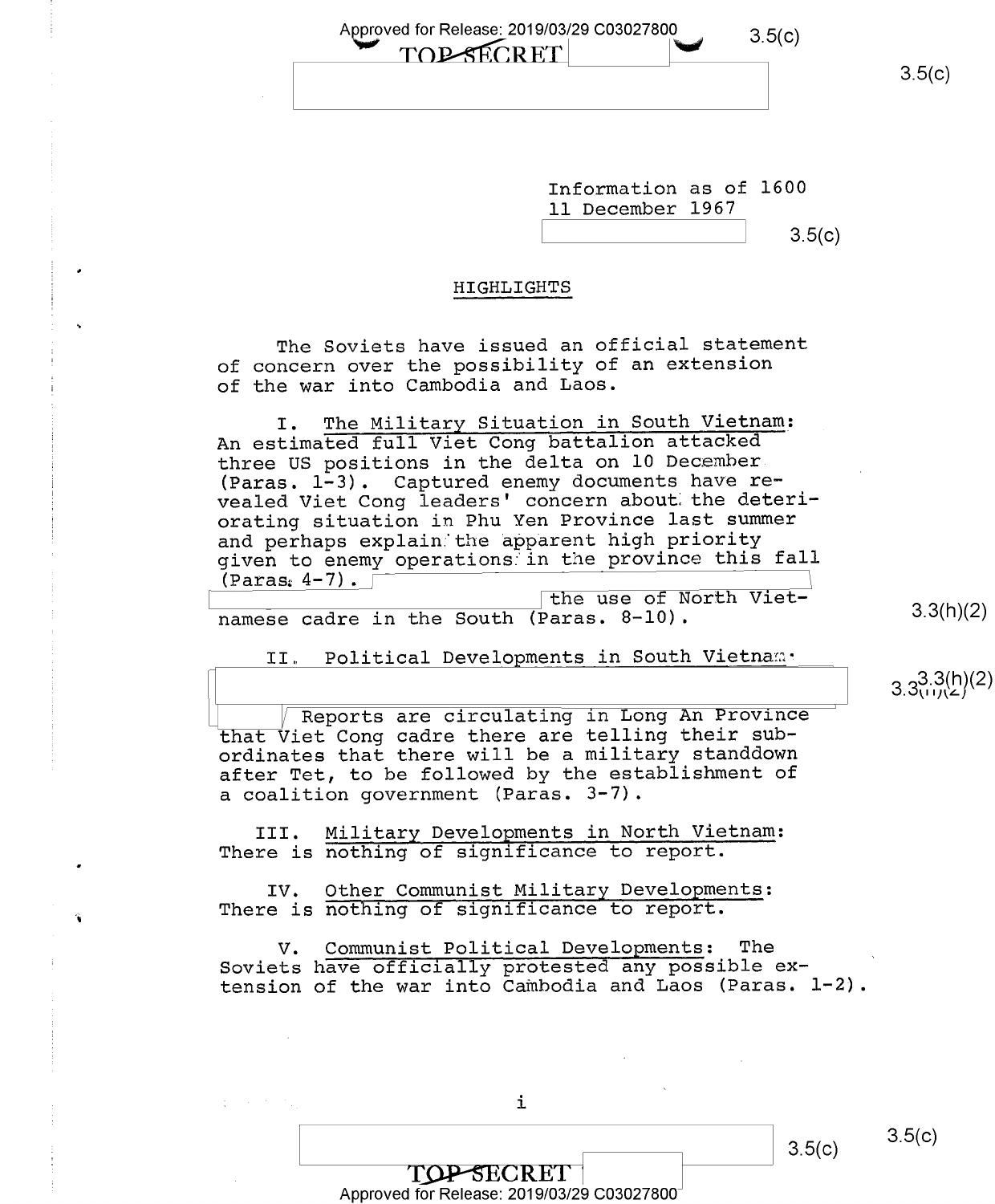Information as of 1600
11 December 1967

## HIGHLIGHTS

The Soviets have issued an official statement of concern over the possibility of an extension of the war into Cambodia and Laos.

I. The Military Situation in South Vietnam: An estimated full Viet Cong battalion attacked three US positions in the delta on 10 December (Paras. 1-3). Captured enemy documents have revealed Viet Cong leaders' concern about the deteriorating situation in Phu Yen Province last summer and perhaps explain the apparent high priority given to enemy operations in the province this fall (Paras. 4-7). the use of North Vietnamese cadre in the South (Paras. 8-10).

II. Political Developments in South Vietnam: Reports are circulating in Long An Province that Viet Cong cadre there are telling their subordinates that there will be a military standdown after Tet, to be followed by the establishment of a coalition government (Paras. 3-7).

III. Military Developments in North Vietnam: There is nothing of significance to report.

IV. Other Communist Military Developments: There is nothing of significance to report.

V. Communist Political Developments: The Soviets have officially protested any possible extension of the war into Cambodia and Laos (Paras. 1-2).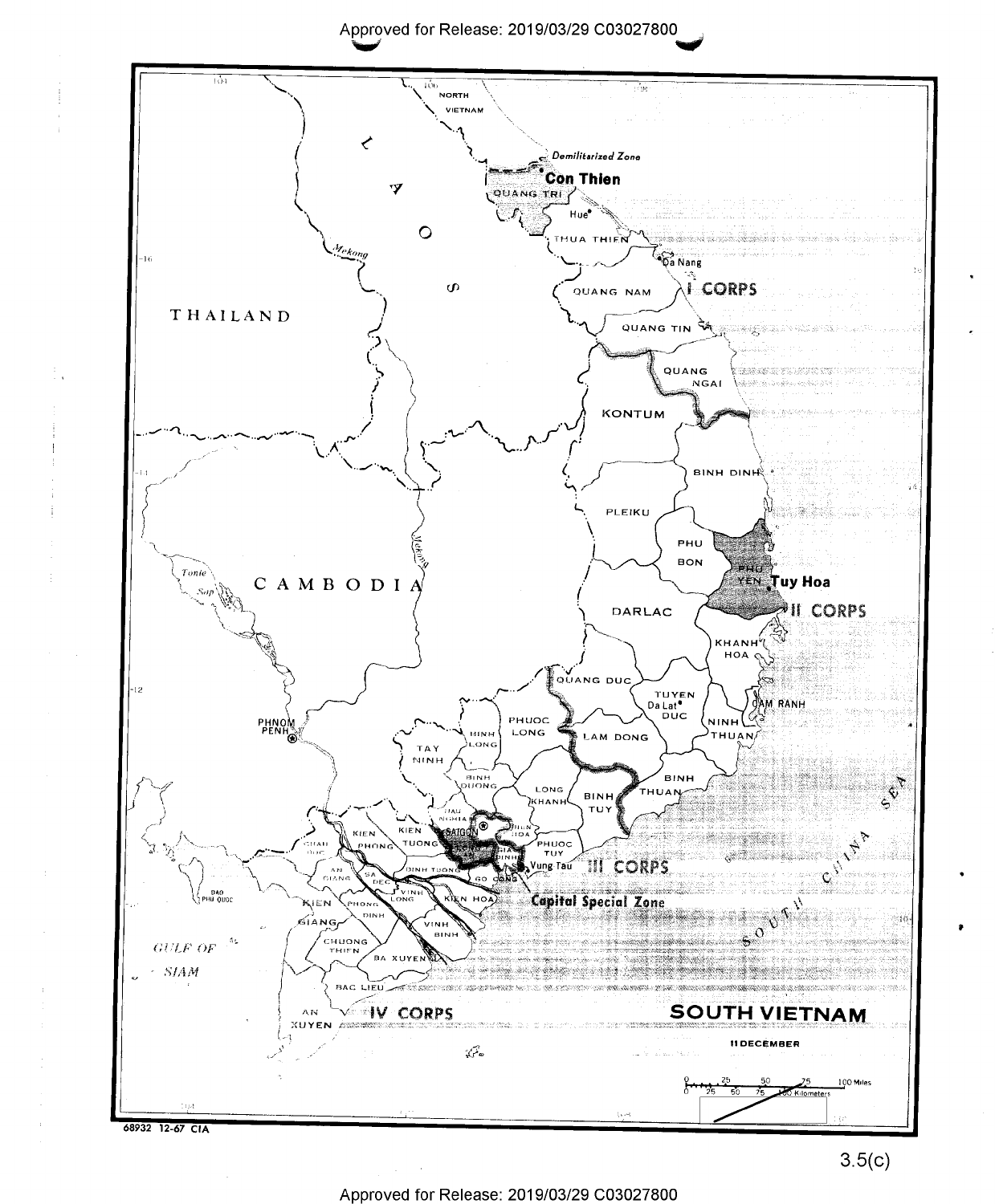**SOUTH VIETNAM**

11 DECEMBER

68932 12-67 CIA

3.5(c)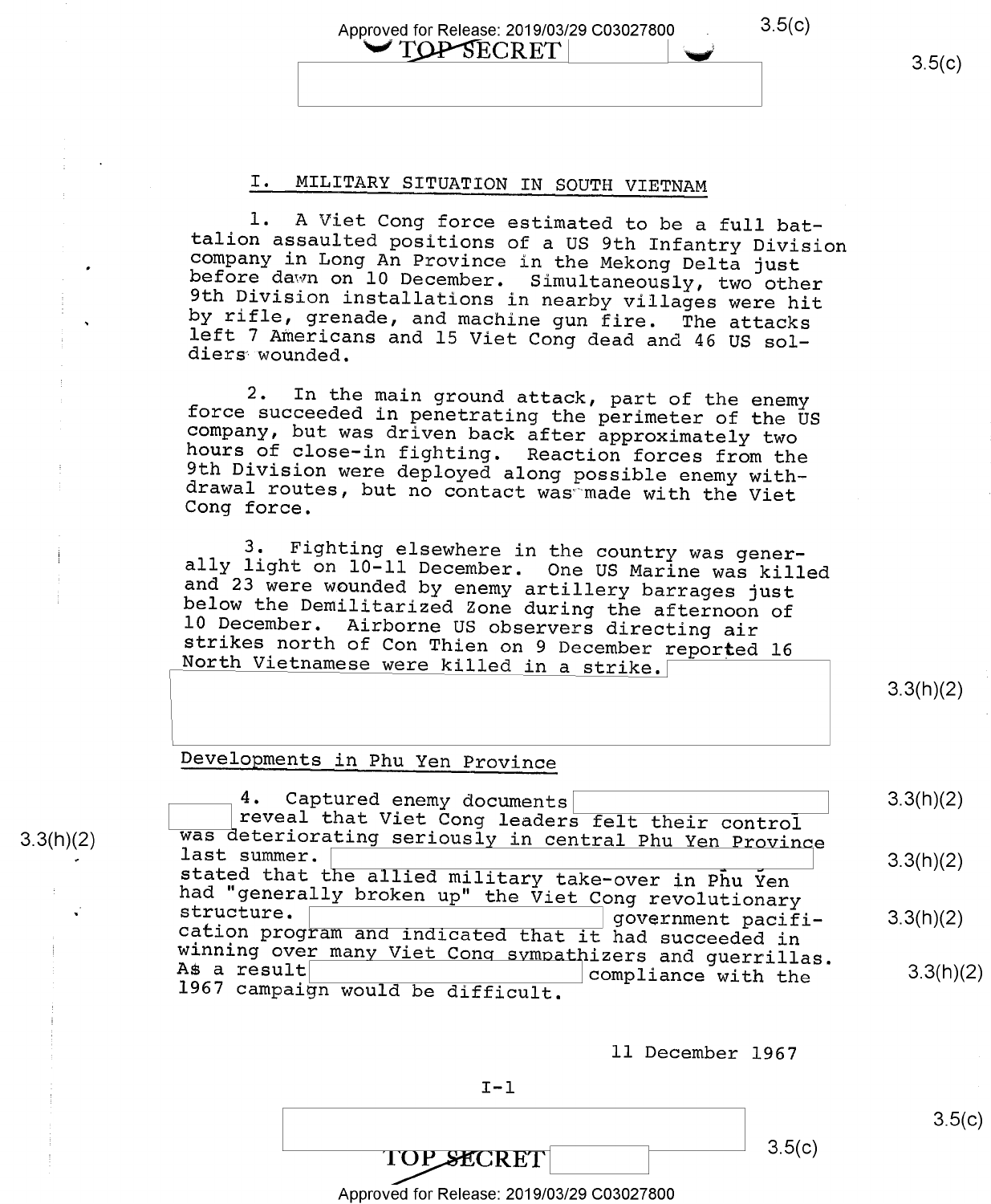## I. MILITARY SITUATION IN SOUTH VIETNAM

1. A Viet Cong force estimated to be a full battalion assaulted positions of a US 9th Infantry Division company in Long An Province in the Mekong Delta just before dawn on 10 December. Simultaneously, two other 9th Division installations in nearby villages were hit by rifle, grenade, and machine gun fire. The attacks left 7 Americans and 15 Viet Cong dead and 46 US soldiers wounded.

2. In the main ground attack, part of the enemy force succeeded in penetrating the perimeter of the US company, but was driven back after approximately two hours of close-in fighting. Reaction forces from the 9th Division were deployed along possible enemy withdrawal routes, but no contact was made with the Viet Cong force.

3. Fighting elsewhere in the country was generally light on 10-11 December. One US Marine was killed and 23 were wounded by enemy artillery barrages just below the Demilitarized Zone during the afternoon of 10 December. Airborne US observers directing air strikes north of Con Thien on 9 December reported 16 North Vietnamese were killed in a strike. [3.3(h)(2)]

### Developments in Phu Yen Province

4. Captured enemy documents [3.3(h)(2)] reveal that Viet Cong leaders felt their control was deteriorating seriously in central Phu Yen Province last summer. [3.3(h)(2)] stated that the allied military take-over in Phu Yen had "generally broken up" the Viet Cong revolutionary structure. [3.3(h)(2)] government pacification program and indicated that it had succeeded in winning over many Viet Cong sympathizers and guerrillas. As a result [3.3(h)(2)] compliance with the 1967 campaign would be difficult.

11 December 1967

I-1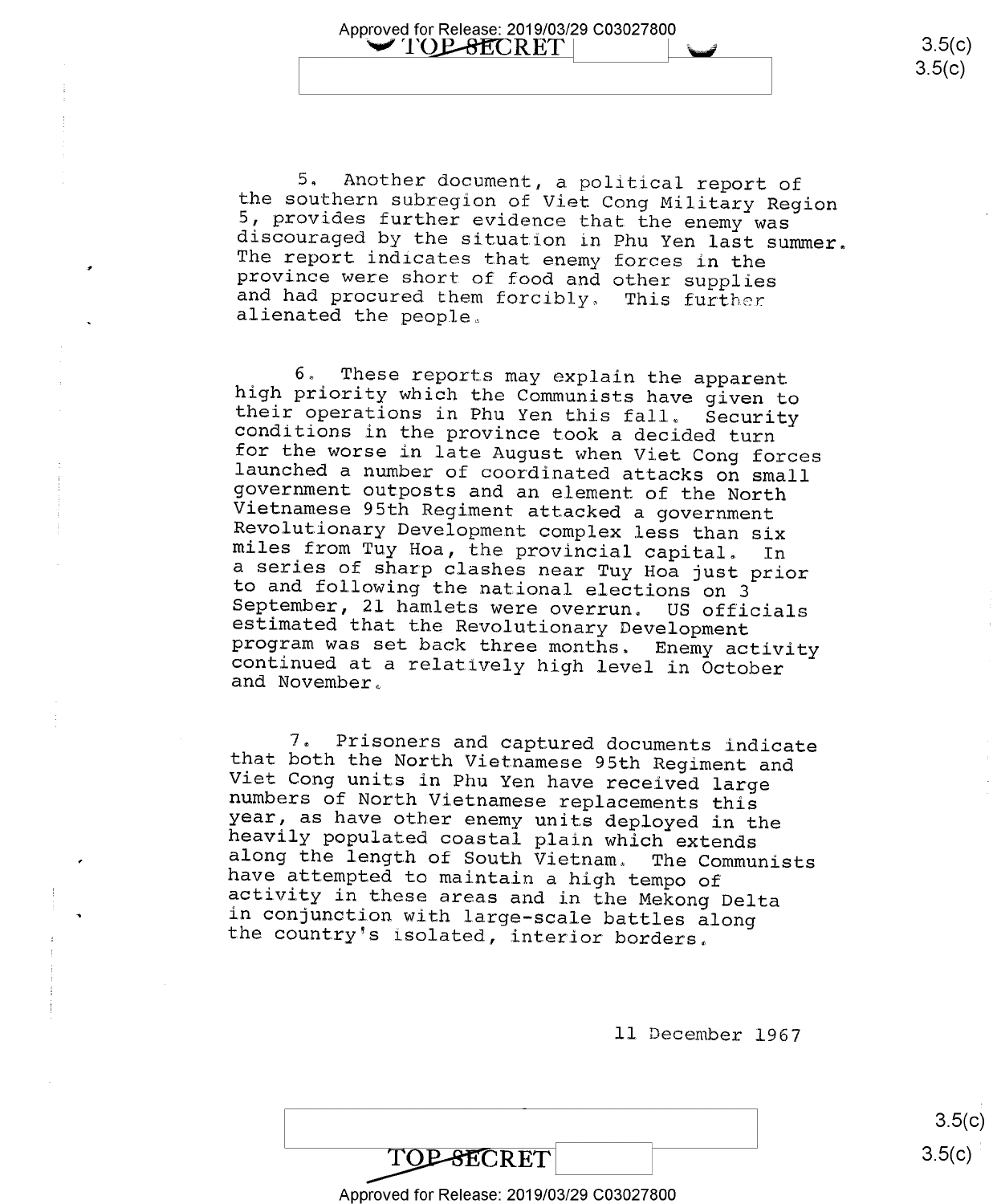5. Another document, a political report of the southern subregion of Viet Cong Military Region 5, provides further evidence that the enemy was discouraged by the situation in Phu Yen last summer. The report indicates that enemy forces in the province were short of food and other supplies and had procured them forcibly. This further alienated the people.

6. These reports may explain the apparent high priority which the Communists have given to their operations in Phu Yen this fall. Security conditions in the province took a decided turn for the worse in late August when Viet Cong forces launched a number of coordinated attacks on small government outposts and an element of the North Vietnamese 95th Regiment attacked a government Revolutionary Development complex less than six miles from Tuy Hoa, the provincial capital. In a series of sharp clashes near Tuy Hoa just prior to and following the national elections on 3 September, 21 hamlets were overrun. US officials estimated that the Revolutionary Development program was set back three months. Enemy activity continued at a relatively high level in October and November.

7. Prisoners and captured documents indicate that both the North Vietnamese 95th Regiment and Viet Cong units in Phu Yen have received large numbers of North Vietnamese replacements this year, as have other enemy units deployed in the heavily populated coastal plain which extends along the length of South Vietnam. The Communists have attempted to maintain a high tempo of activity in these areas and in the Mekong Delta in conjunction with large-scale battles along the country's isolated, interior borders.

11 December 1967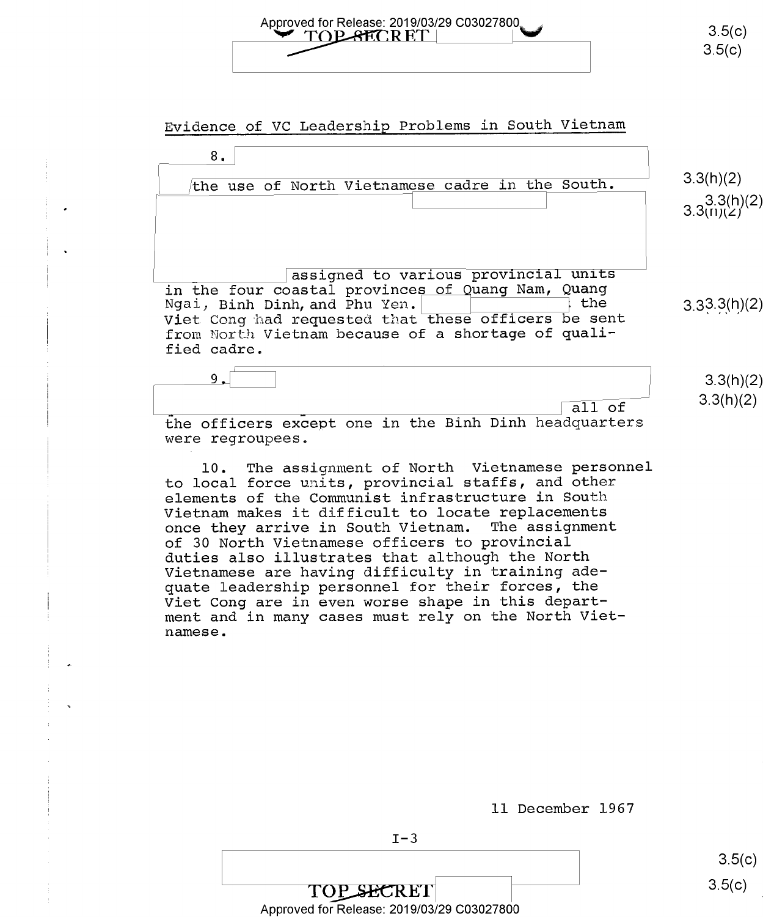## Evidence of VC Leadership Problems in South Vietnam

8. the use of North Vietnamese cadre in the South. assigned to various provincial units in the four coastal provinces of Quang Nam, Quang Ngai, Binh Dinh, and Phu Yen. the Viet Cong had requested that these officers be sent from North Vietnam because of a shortage of qualified cadre.

9. all of the officers except one in the Binh Dinh headquarters were regroupees.

10. The assignment of North Vietnamese personnel to local force units, provincial staffs, and other elements of the Communist infrastructure in South Vietnam makes it difficult to locate replacements once they arrive in South Vietnam. The assignment of 30 North Vietnamese officers to provincial duties also illustrates that although the North Vietnamese are having difficulty in training adequate leadership personnel for their forces, the Viet Cong are in even worse shape in this department and in many cases must rely on the North Vietnamese.

11 December 1967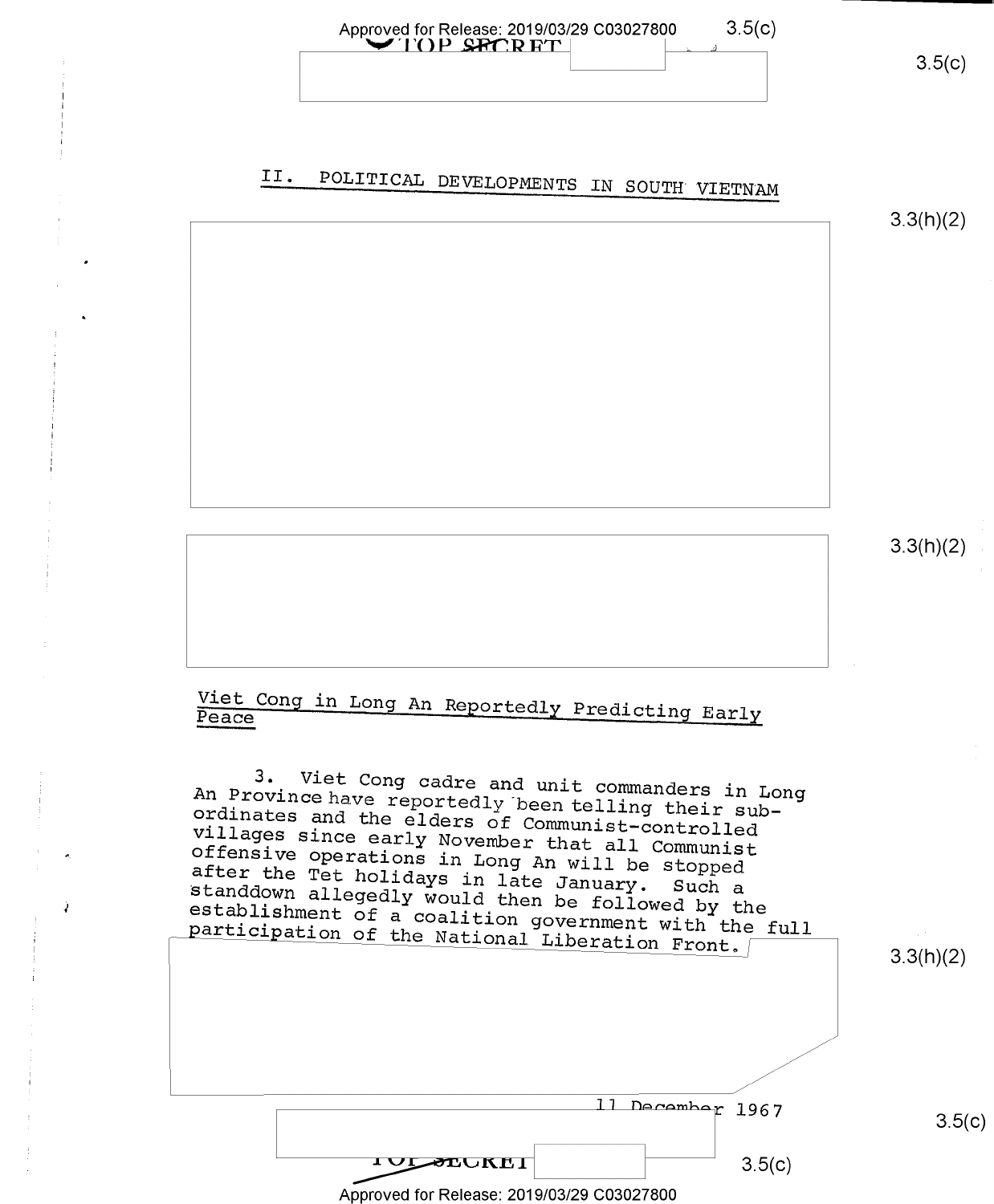## II. POLITICAL DEVELOPMENTS IN SOUTH VIETNAM

### Viet Cong in Long An Reportedly Predicting Early Peace

3. Viet Cong cadre and unit commanders in Long An Province have reportedly been telling their subordinates and the elders of Communist-controlled villages since early November that all Communist offensive operations in Long An will be stopped after the Tet holidays in late January. Such a standdown allegedly would then be followed by the establishment of a coalition government with the full participation of the National Liberation Front.

11 December 1967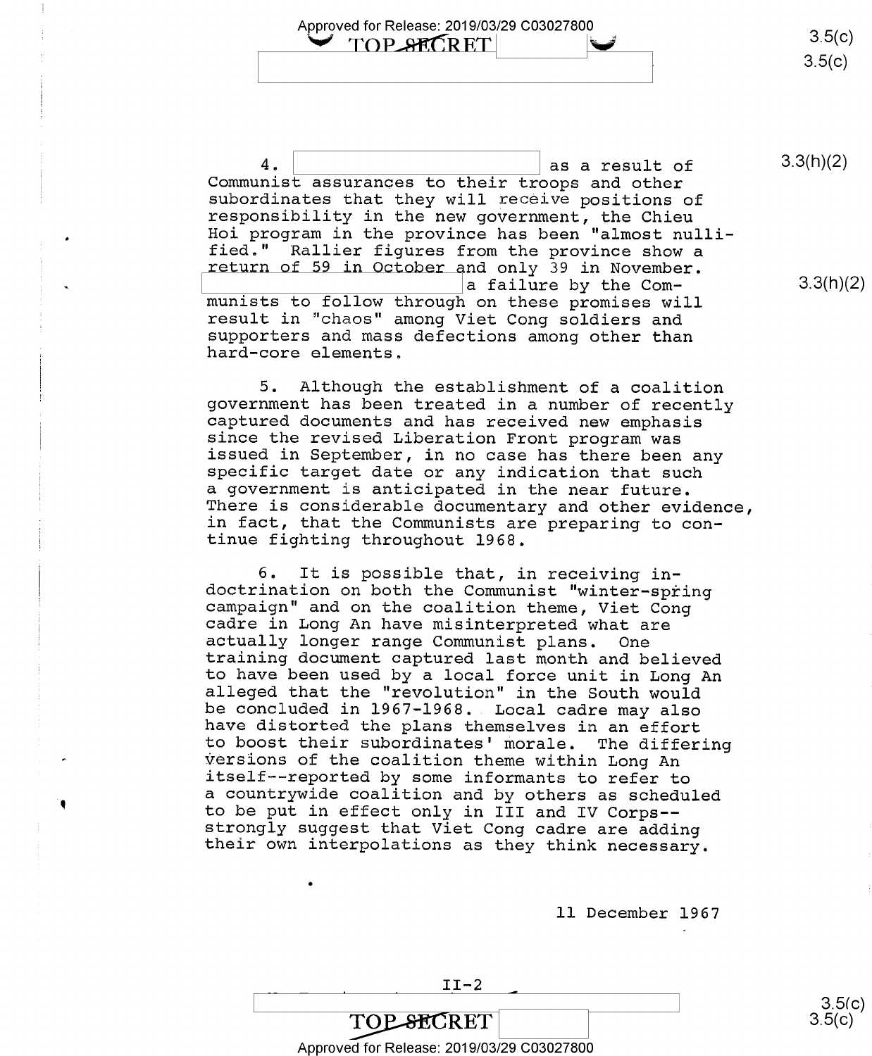4. [redacted] as a result of Communist assurances to their troops and other subordinates that they will receive positions of responsibility in the new government, the Chieu Hoi program in the province has been "almost nullified." Rallier figures from the province show a return of 59 in October and only 39 in November. [redacted] a failure by the Communists to follow through on these promises will result in "chaos" among Viet Cong soldiers and supporters and mass defections among other than hard-core elements.

5. Although the establishment of a coalition government has been treated in a number of recently captured documents and has received new emphasis since the revised Liberation Front program was issued in September, in no case has there been any specific target date or any indication that such a government is anticipated in the near future. There is considerable documentary and other evidence, in fact, that the Communists are preparing to continue fighting throughout 1968.

6. It is possible that, in receiving indoctrination on both the Communist "winter-spring campaign" and on the coalition theme, Viet Cong cadre in Long An have misinterpreted what are actually longer range Communist plans. One training document captured last month and believed to have been used by a local force unit in Long An alleged that the "revolution" in the South would be concluded in 1967-1968. Local cadre may also have distorted the plans themselves in an effort to boost their subordinates' morale. The differing versions of the coalition theme within Long An itself--reported by some informants to refer to a countrywide coalition and by others as scheduled to be put in effect only in III and IV Corps--strongly suggest that Viet Cong cadre are adding their own interpolations as they think necessary.

11 December 1967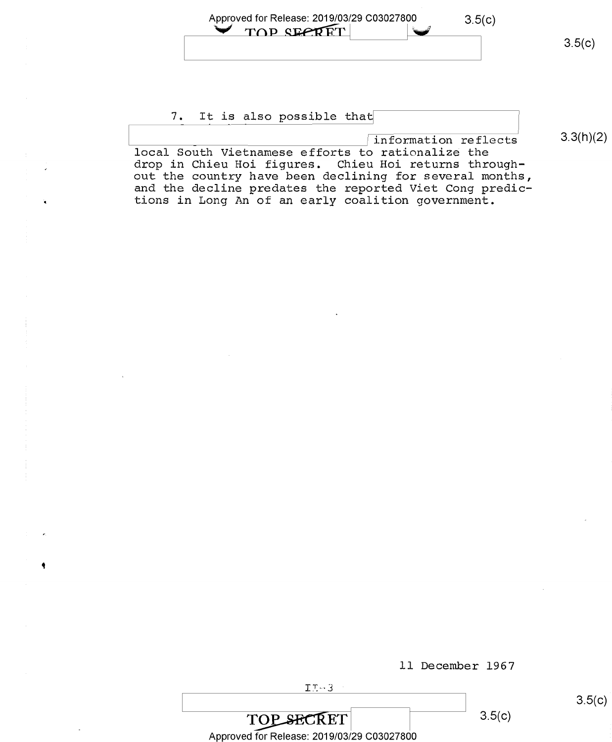7. It is also possible that [redacted] information reflects local South Vietnamese efforts to rationalize the drop in Chieu Hoi figures. Chieu Hoi returns throughout the country have been declining for several months, and the decline predates the reported Viet Cong predictions in Long An of an early coalition government.

11 December 1967

II-3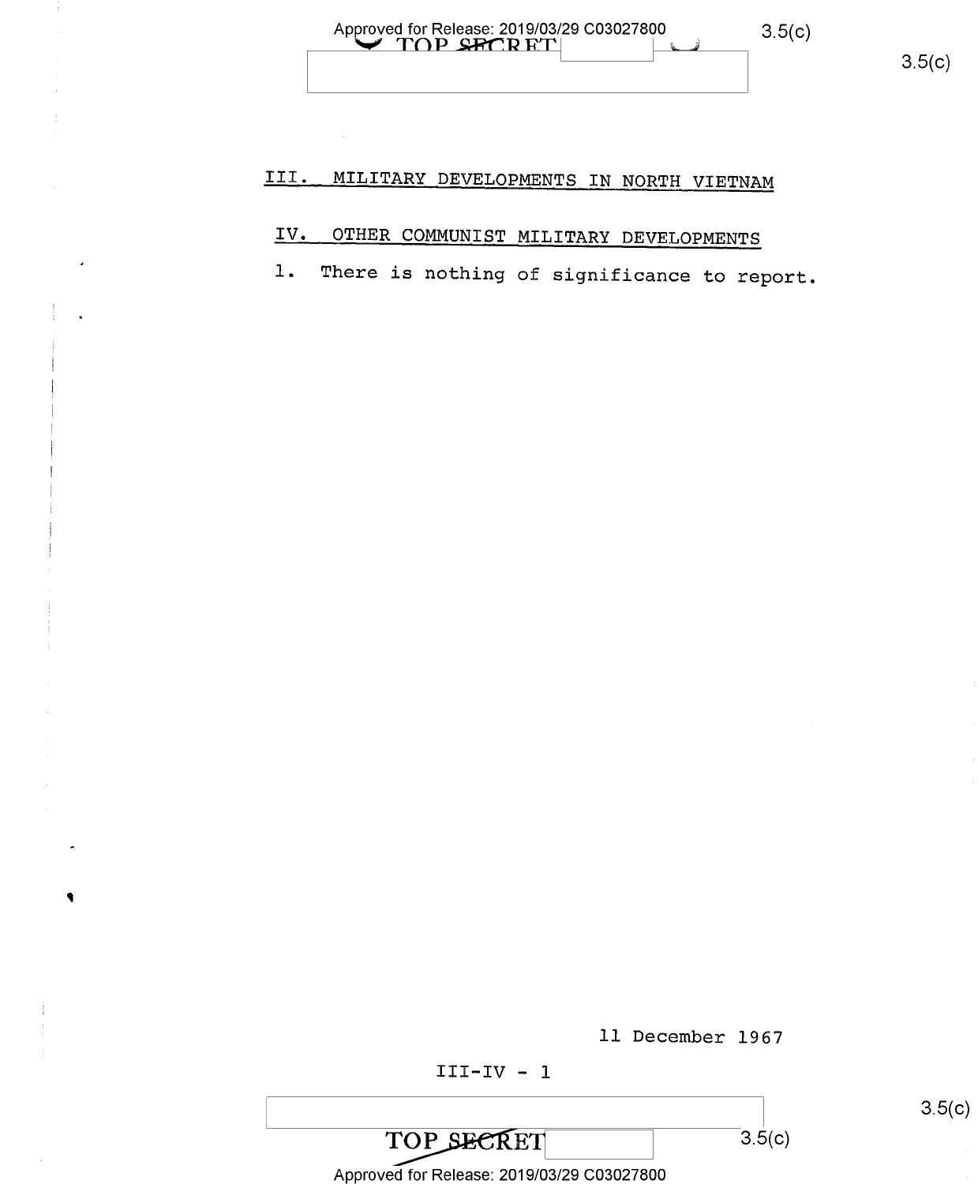## III. MILITARY DEVELOPMENTS IN NORTH VIETNAM

## IV. OTHER COMMUNIST MILITARY DEVELOPMENTS

1. There is nothing of significance to report.

11 December 1967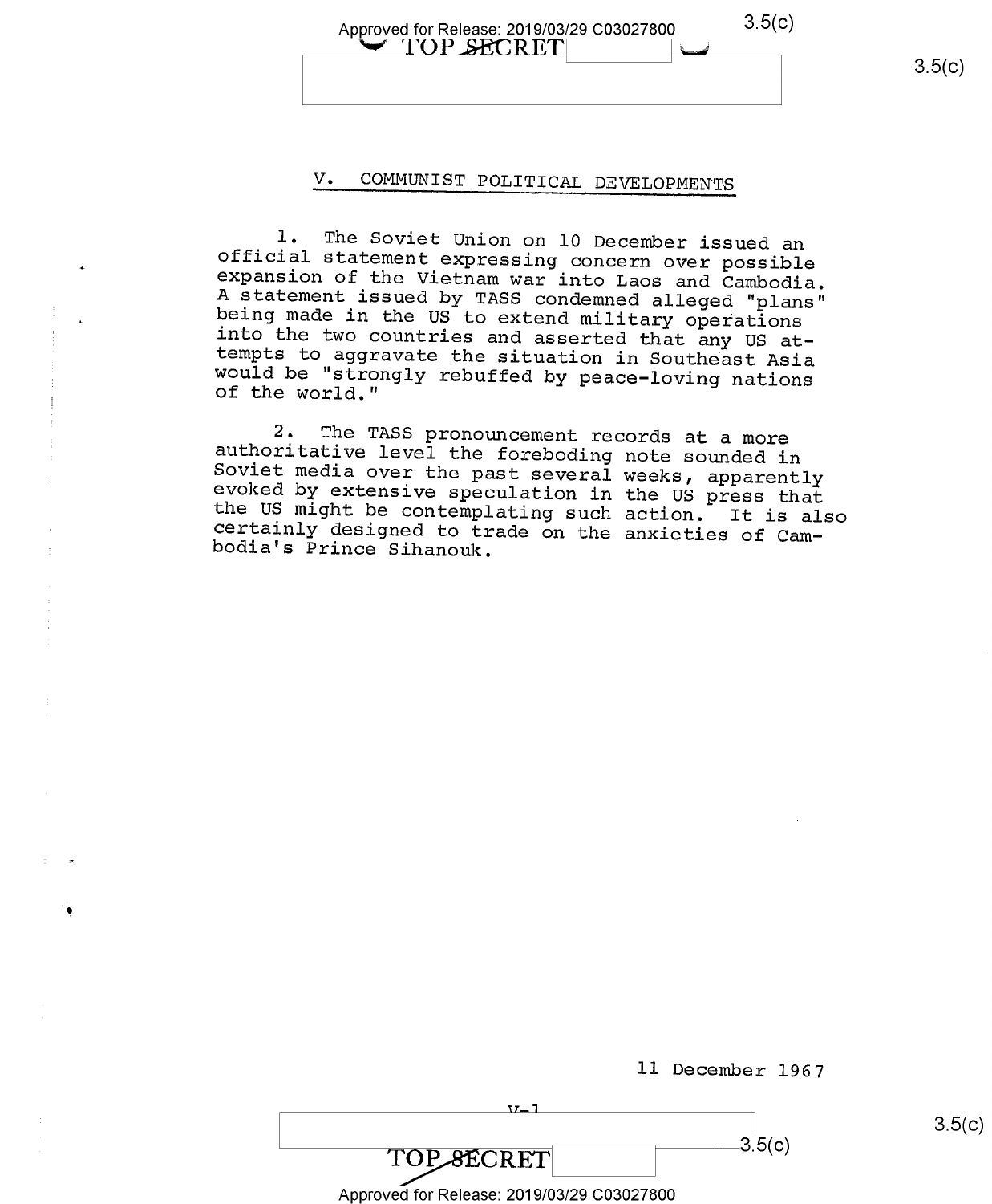## V. COMMUNIST POLITICAL DEVELOPMENTS

1. The Soviet Union on 10 December issued an official statement expressing concern over possible expansion of the Vietnam war into Laos and Cambodia. A statement issued by TASS condemned alleged "plans" being made in the US to extend military operations into the two countries and asserted that any US attempts to aggravate the situation in Southeast Asia would be "strongly rebuffed by peace-loving nations of the world."

2. The TASS pronouncement records at a more authoritative level the foreboding note sounded in Soviet media over the past several weeks, apparently evoked by extensive speculation in the US press that the US might be contemplating such action. It is also certainly designed to trade on the anxieties of Cambodia's Prince Sihanouk.

11 December 1967